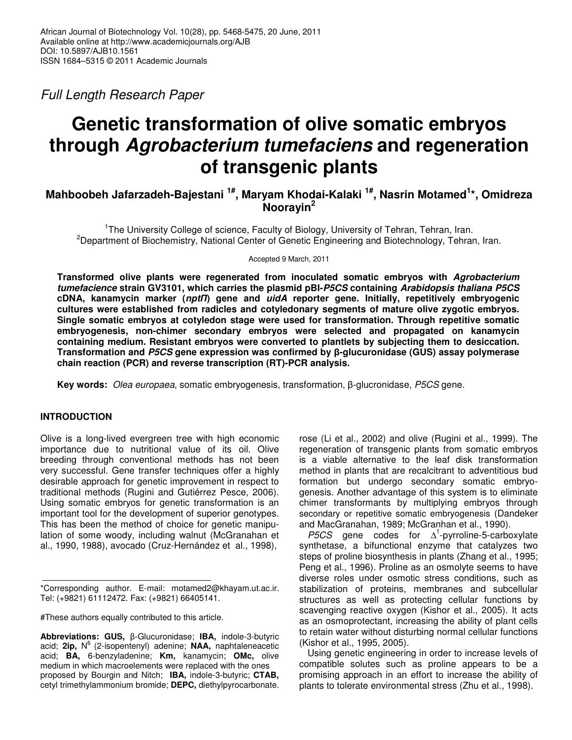*Full Length Research Paper*

# Genetic transformation of olive somatic embryos through *Agrobacterium tumefaciens* and regeneration of transgenic plants

**Mahboobeh Jafarzadeh-Bajestani [1#], Maryam Khodai-Kalaki [1#], Nasrin Motamed[1]*, Omidreza Noorayin[2]**

[1]The University College of science, Faculty of Biology, University of Tehran, Tehran, Iran.
[2]Department of Biochemistry, National Center of Genetic Engineering and Biotechnology, Tehran, Iran.

Accepted 9 March, 2011

**Transformed olive plants were regenerated from inoculated somatic embryos with *Agrobacterium tumefacience* strain GV3101, which carries the plasmid pBI-*P5CS* containing *Arabidopsis thaliana P5CS* cDNA, kanamycin marker (*nptII*) gene and *uidA* reporter gene. Initially, repetitively embryogenic cultures were established from radicles and cotyledonary segments of mature olive zygotic embryos. Single somatic embryos at cotyledon stage were used for transformation. Through repetitive somatic embryogenesis, non-chimer secondary embryos were selected and propagated on kanamycin containing medium. Resistant embryos were converted to plantlets by subjecting them to desiccation. Transformation and *P5CS* gene expression was confirmed by β-glucuronidase (GUS) assay polymerase chain reaction (PCR) and reverse transcription (RT)-PCR analysis.**

**Key words:** *Olea europaea*, somatic embryogenesis, transformation, β-glucronidase, *P5CS* gene.

## INTRODUCTION

Olive is a long-lived evergreen tree with high economic importance due to nutritional value of its oil. Olive breeding through conventional methods has not been very successful. Gene transfer techniques offer a highly desirable approach for genetic improvement in respect to traditional methods (Rugini and Gutiérrez Pesce, 2006). Using somatic embryos for genetic transformation is an important tool for the development of superior genotypes. This has been the method of choice for genetic manipulation of some woody, including walnut (McGranahan et al., 1990, 1988), avocado (Cruz-Hernández et al., 1998), rose (Li et al., 2002) and olive (Rugini et al., 1999). The regeneration of transgenic plants from somatic embryos is a viable alternative to the leaf disk transformation method in plants that are recalcitrant to adventitious bud formation but undergo secondary somatic embryogenesis. Another advantage of this system is to eliminate chimer transformants by multiplying embryos through secondary or repetitive somatic embryogenesis (Dandeker and MacGranahan, 1989; McGranhan et al., 1990).

*P5CS* gene codes for $\Delta^1$-pyrroline-5-carboxylate synthetase, a bifunctional enzyme that catalyzes two steps of proline biosynthesis in plants (Zhang et al., 1995; Peng et al., 1996). Proline as an osmolyte seems to have diverse roles under osmotic stress conditions, such as stabilization of proteins, membranes and subcellular structures as well as protecting cellular functions by scavenging reactive oxygen (Kishor et al., 2005). It acts as an osmoprotectant, increasing the ability of plant cells to retain water without disturbing normal cellular functions (Kishor et al., 1995, 2005).

Using genetic engineering in order to increase levels of compatible solutes such as proline appears to be a promising approach in an effort to increase the ability of plants to tolerate environmental stress (Zhu et al., 1998).

---

*Corresponding author. E-mail: motamed2@khayam.ut.ac.ir. Tel: (+9821) 61112472. Fax: (+9821) 66405141.

#These authors equally contributed to this article.

**Abbreviations: GUS,** β-Glucuronidase; **IBA,** indole-3-butyric acid; **2ip,** $N^6$ (2-isopentenyl) adenine; **NAA,** naphtaleneacetic acid; **BA,** 6-benzyladenine; **Km,** kanamycin; **OMc,** olive medium in which macroelements were replaced with the ones proposed by Bourgin and Nitch; **IBA,** indole-3-butyric; **CTAB,** cetyl trimethylammonium bromide; **DEPC,** diethylpyrocarbonate.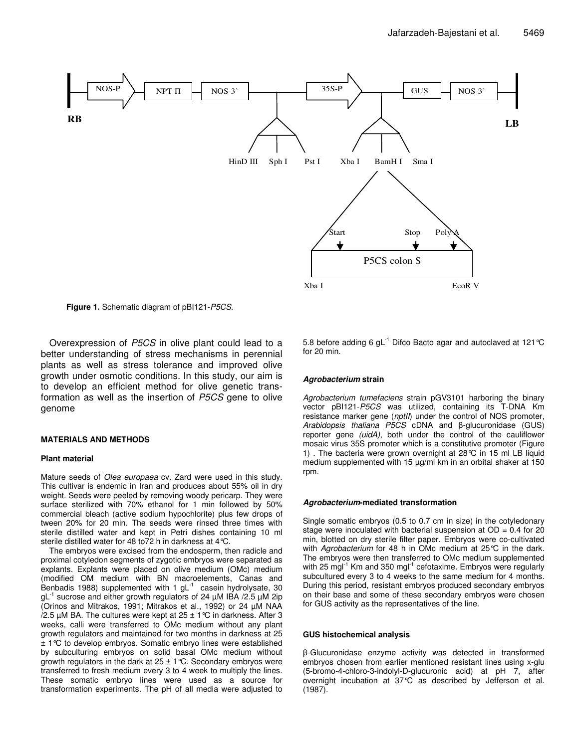**Figure 1.** Schematic diagram of pBI121-*P5CS*.

Overexpression of *P5CS* in olive plant could lead to a better understanding of stress mechanisms in perennial plants as well as stress tolerance and improved olive growth under osmotic conditions. In this study, our aim is to develop an efficient method for olive genetic transformation as well as the insertion of *P5CS* gene to olive genome

## MATERIALS AND METHODS

### Plant material

Mature seeds of *Olea europaea* cv. Zard were used in this study. This cultivar is endemic in Iran and produces about 55% oil in dry weight. Seeds were peeled by removing woody pericarp. They were surface sterilized with 70% ethanol for 1 min followed by 50% commercial bleach (active sodium hypochlorite) plus few drops of tween 20% for 20 min. The seeds were rinsed three times with sterile distilled water and kept in Petri dishes containing 10 ml sterile distilled water for 48 to72 h in darkness at 4°C.

The embryos were excised from the endosperm, then radicle and proximal cotyledon segments of zygotic embryos were separated as explants. Explants were placed on olive medium (OMc) medium (modified OM medium with BN macroelements, Canas and Benbadis 1988) supplemented with 1 $gL^{-1}$ casein hydrolysate, 30 $gL^{-1}$ sucrose and either growth regulators of 24 µM IBA /2.5 µM 2ip (Orinos and Mitrakos, 1991; Mitrakos et al., 1992) or 24 µM NAA /2.5 µM BA. The cultures were kept at 25 ± 1°C in darkness. After 3 weeks, calli were transferred to OMc medium without any plant growth regulators and maintained for two months in darkness at 25 ± 1°C to develop embryos. Somatic embryo lines were established by subculturing embryos on solid basal OMc medium without growth regulators in the dark at 25 ± 1°C. Secondary embryos were transferred to fresh medium every 3 to 4 week to multiply the lines. These somatic embryo lines were used as a source for transformation experiments. The pH of all media were adjusted to 5.8 before adding 6 $gL^{-1}$ Difco Bacto agar and autoclaved at 121°C for 20 min.

### *Agrobacterium* strain

*Agrobacterium tumefaciens* strain pGV3101 harboring the binary vector pBI121-*P5CS* was utilized, containing its T-DNA Km resistance marker gene (*nptII*) under the control of NOS promoter, *Arabidopsis thaliana P5CS* cDNA and β-glucuronidase (GUS) reporter gene *(uidA)*, both under the control of the cauliflower mosaic virus 35S promoter which is a constitutive promoter (Figure 1) . The bacteria were grown overnight at 28°C in 15 ml LB liquid medium supplemented with 15 µg/ml km in an orbital shaker at 150 rpm.

### *Agrobacterium*-mediated transformation

Single somatic embryos (0.5 to 0.7 cm in size) in the cotyledonary stage were inoculated with bacterial suspension at OD = 0.4 for 20 min, blotted on dry sterile filter paper. Embryos were co-cultivated with *Agrobacterium* for 48 h in OMc medium at 25°C in the dark. The embryos were then transferred to OMc medium supplemented with 25 $mgl^{-1}$ Km and 350 $mgl^{-1}$ cefotaxime. Embryos were regularly subcultured every 3 to 4 weeks to the same medium for 4 months. During this period, resistant embryos produced secondary embryos on their base and some of these secondary embryos were chosen for GUS activity as the representatives of the line.

### GUS histochemical analysis

β-Glucuronidase enzyme activity was detected in transformed embryos chosen from earlier mentioned resistant lines using x-glu (5-bromo-4-chloro-3-indolyl-D-glucuronic acid) at pH 7, after overnight incubation at 37°C as described by Jefferson et al. (1987).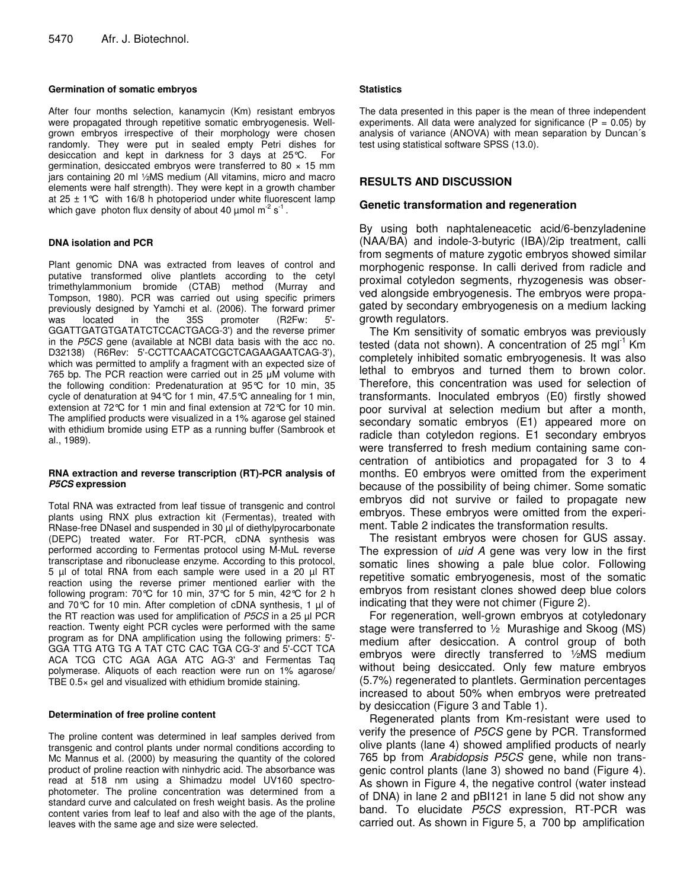#### Germination of somatic embryos

After four months selection, kanamycin (Km) resistant embryos were propagated through repetitive somatic embryogenesis. Well-grown embryos irrespective of their morphology were chosen randomly. They were put in sealed empty Petri dishes for desiccation and kept in darkness for 3 days at 25°C. For germination, desiccated embryos were transferred to 80 × 15 mm jars containing 20 ml ½MS medium (All vitamins, micro and macro elements were half strength). They were kept in a growth chamber at 25 ± 1°C with 16/8 h photoperiod under white fluorescent lamp which gave photon flux density of about 40 µmol $m^{-2}$ $s^{-1}$.

#### DNA isolation and PCR

Plant genomic DNA was extracted from leaves of control and putative transformed olive plantlets according to the cetyl trimethylammonium bromide (CTAB) method (Murray and Tompson, 1980). PCR was carried out using specific primers previously designed by Yamchi et al. (2006). The forward primer was located in the 35S promoter (R2Fw: 5'-GGATTGATGTGATATCTCCACTGACG-3') and the reverse primer in the *P5CS* gene (available at NCBI data basis with the acc no. D32138) (R6Rev: 5'-CCTTCAACATCGCTCAGAAGAATCAG-3'), which was permitted to amplify a fragment with an expected size of 765 bp. The PCR reaction were carried out in 25 µM volume with the following condition: Predenaturation at 95°C for 10 min, 35 cycle of denaturation at 94°C for 1 min, 47.5°C annealing for 1 min, extension at 72°C for 1 min and final extension at 72°C for 10 min. The amplified products were visualized in a 1% agarose gel stained with ethidium bromide using ETP as a running buffer (Sambrook et al., 1989).

#### RNA extraction and reverse transcription (RT)-PCR analysis of *P5CS* expression

Total RNA was extracted from leaf tissue of transgenic and control plants using RNX plus extraction kit (Fermentas), treated with RNase-free DNaseI and suspended in 30 µl of diethylpyrocarbonate (DEPC) treated water. For RT-PCR, cDNA synthesis was performed according to Fermentas protocol using M-MuL reverse transcriptase and ribonuclease enzyme. According to this protocol, 5 µl of total RNA from each sample were used in a 20 µl RT reaction using the reverse primer mentioned earlier with the following program: 70°C for 10 min, 37°C for 5 min, 42°C for 2 h and 70°C for 10 min. After completion of cDNA synthesis, 1 µl of the RT reaction was used for amplification of *P5CS* in a 25 µl PCR reaction. Twenty eight PCR cycles were performed with the same program as for DNA amplification using the following primers: 5'-GGA TTG ATG TG A TAT CTC CAC TGA CG-3' and 5'-CCT TCA ACA TCG CTC AGA AGA ATC AG-3' and Fermentas Taq polymerase. Aliquots of each reaction were run on 1% agarose/ TBE 0.5× gel and visualized with ethidium bromide staining.

#### Determination of free proline content

The proline content was determined in leaf samples derived from transgenic and control plants under normal conditions according to Mc Mannus et al. (2000) by measuring the quantity of the colored product of proline reaction with ninhydric acid. The absorbance was read at 518 nm using a Shimadzu model UV160 spectrophotometer. The proline concentration was determined from a standard curve and calculated on fresh weight basis. As the proline content varies from leaf to leaf and also with the age of the plants, leaves with the same age and size were selected.

#### Statistics

The data presented in this paper is the mean of three independent experiments. All data were analyzed for significance ($P = 0.05$) by analysis of variance (ANOVA) with mean separation by Duncan´s test using statistical software SPSS (13.0).

## RESULTS AND DISCUSSION

### Genetic transformation and regeneration

By using both naphtaleneacetic acid/6-benzyladenine (NAA/BA) and indole-3-butyric (IBA)/2ip treatment, calli from segments of mature zygotic embryos showed similar morphogenic response. In calli derived from radicle and proximal cotyledon segments, rhyzogenesis was observed alongside embryogenesis. The embryos were propagated by secondary embryogenesis on a medium lacking growth regulators.

The Km sensitivity of somatic embryos was previously tested (data not shown). A concentration of 25 $mgl^{-1}$ Km completely inhibited somatic embryogenesis. It was also lethal to embryos and turned them to brown color. Therefore, this concentration was used for selection of transformants. Inoculated embryos (E0) firstly showed poor survival at selection medium but after a month, secondary somatic embryos (E1) appeared more on radicle than cotyledon regions. E1 secondary embryos were transferred to fresh medium containing same concentration of antibiotics and propagated for 3 to 4 months. E0 embryos were omitted from the experiment because of the possibility of being chimer. Some somatic embryos did not survive or failed to propagate new embryos. These embryos were omitted from the experiment. Table 2 indicates the transformation results.

The resistant embryos were chosen for GUS assay. The expression of *uid A* gene was very low in the first somatic lines showing a pale blue color. Following repetitive somatic embryogenesis, most of the somatic embryos from resistant clones showed deep blue colors indicating that they were not chimer (Figure 2).

For regeneration, well-grown embryos at cotyledonary stage were transferred to ½ Murashige and Skoog (MS) medium after desiccation. A control group of both embryos were directly transferred to ½MS medium without being desiccated. Only few mature embryos (5.7%) regenerated to plantlets. Germination percentages increased to about 50% when embryos were pretreated by desiccation (Figure 3 and Table 1).

Regenerated plants from Km-resistant were used to verify the presence of *P5CS* gene by PCR. Transformed olive plants (lane 4) showed amplified products of nearly 765 bp from *Arabidopsis P5CS* gene, while non transgenic control plants (lane 3) showed no band (Figure 4). As shown in Figure 4, the negative control (water instead of DNA) in lane 2 and pBI121 in lane 5 did not show any band. To elucidate *P5CS* expression, RT-PCR was carried out. As shown in Figure 5, a 700 bp amplification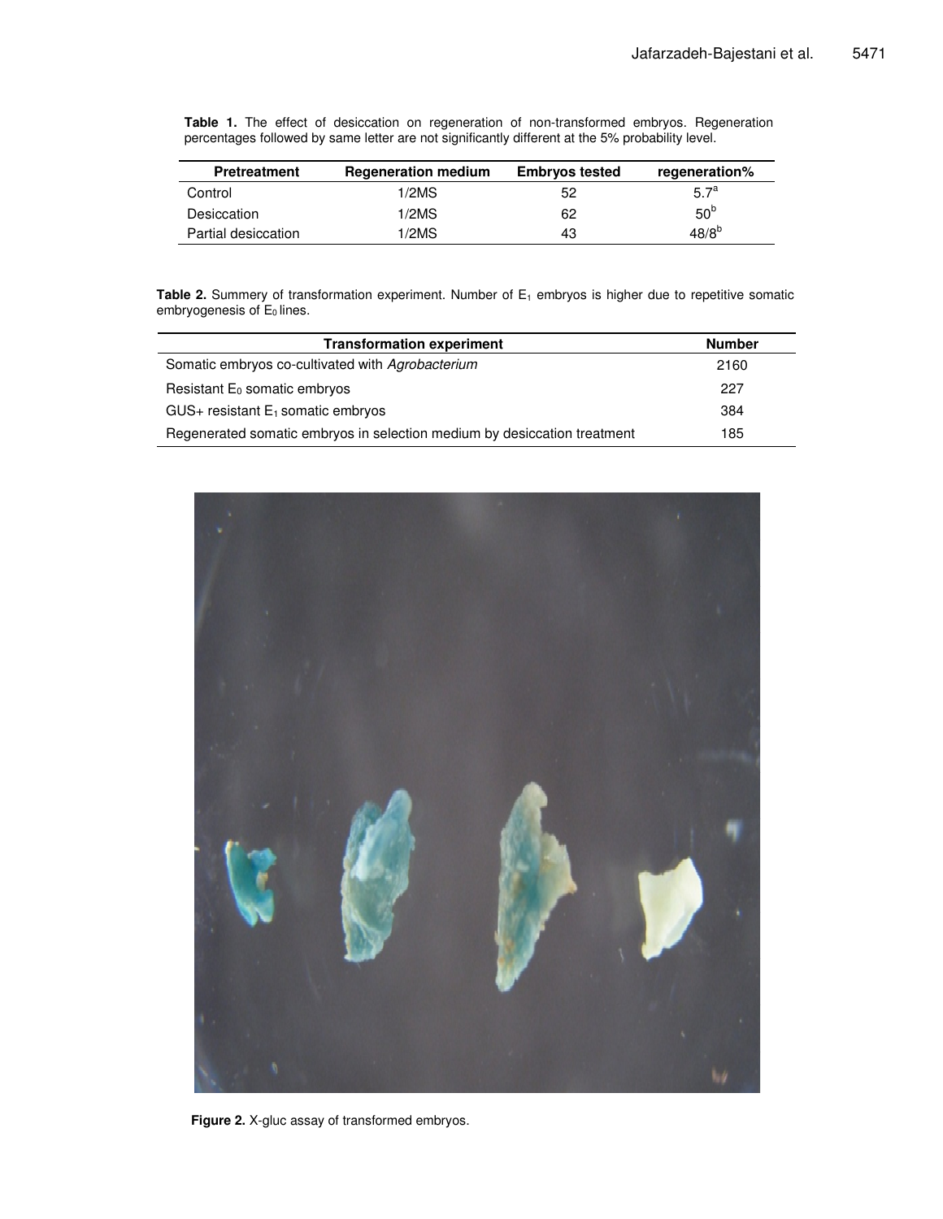**Table 1.** The effect of desiccation on regeneration of non-transformed embryos. Regeneration percentages followed by same letter are not significantly different at the 5% probability level.

| Pretreatment | Regeneration medium | Embryos tested | regeneration% |
|---|---|---|---|
| Control | 1/2MS | 52 | $5.7^{a}$ |
| Desiccation | 1/2MS | 62 | $50^{b}$ |
| Partial desiccation | 1/2MS | 43 | $48/8^{b}$ |

**Table 2.** Summery of transformation experiment. Number of $E_1$ embryos is higher due to repetitive somatic embryogenesis of $E_0$ lines.

| Transformation experiment | Number |
|---|---|
| Somatic embryos co-cultivated with *Agrobacterium* | 2160 |
| Resistant $E_0$ somatic embryos | 227 |
| GUS+ resistant $E_1$ somatic embryos | 384 |
| Regenerated somatic embryos in selection medium by desiccation treatment | 185 |

**Figure 2.** X-gluc assay of transformed embryos.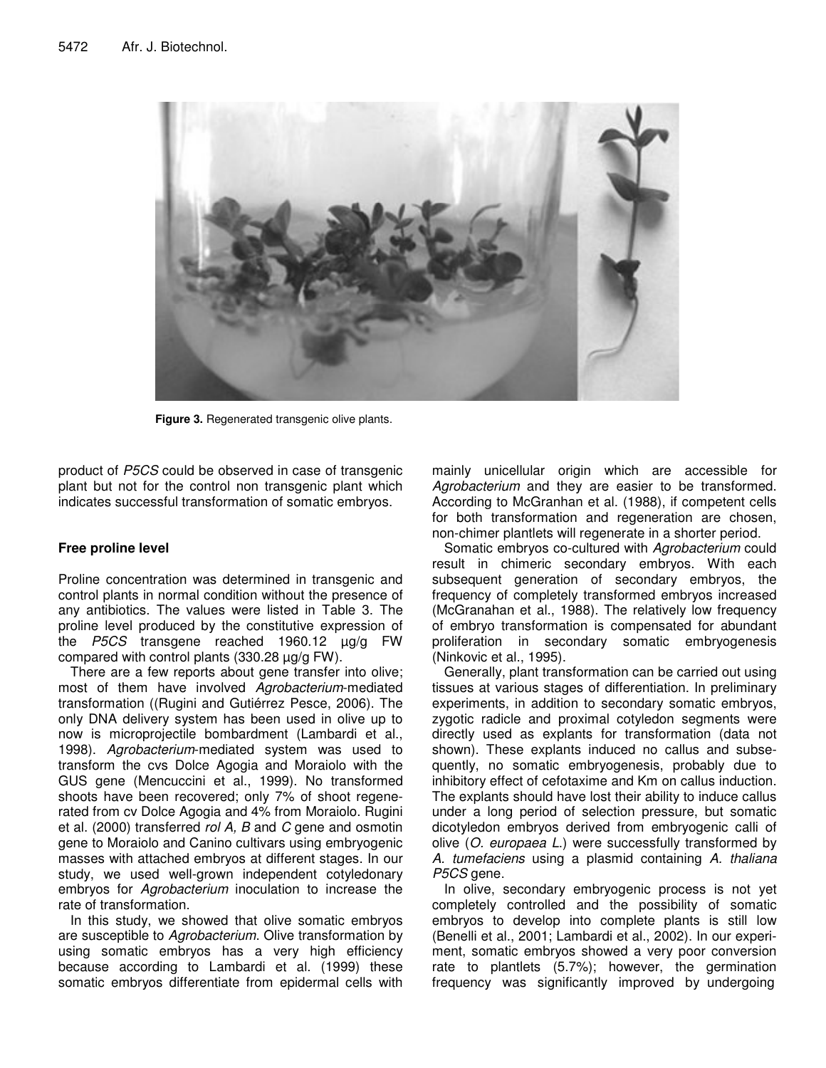**Figure 3.** Regenerated transgenic olive plants.

product of *P5CS* could be observed in case of transgenic plant but not for the control non transgenic plant which indicates successful transformation of somatic embryos.

## Free proline level

Proline concentration was determined in transgenic and control plants in normal condition without the presence of any antibiotics. The values were listed in Table 3. The proline level produced by the constitutive expression of the *P5CS* transgene reached 1960.12 µg/g FW compared with control plants (330.28 µg/g FW).

There are a few reports about gene transfer into olive; most of them have involved *Agrobacterium*-mediated transformation ((Rugini and Gutiérrez Pesce, 2006). The only DNA delivery system has been used in olive up to now is microprojectile bombardment (Lambardi et al., 1998). *Agrobacterium*-mediated system was used to transform the cvs Dolce Agogia and Moraiolo with the GUS gene (Mencuccini et al., 1999). No transformed shoots have been recovered; only 7% of shoot regenerated from cv Dolce Agogia and 4% from Moraiolo. Rugini et al. (2000) transferred *rol A, B* and *C* gene and osmotin gene to Moraiolo and Canino cultivars using embryogenic masses with attached embryos at different stages. In our study, we used well-grown independent cotyledonary embryos for *Agrobacterium* inoculation to increase the rate of transformation.

In this study, we showed that olive somatic embryos are susceptible to *Agrobacterium*. Olive transformation by using somatic embryos has a very high efficiency because according to Lambardi et al. (1999) these somatic embryos differentiate from epidermal cells with mainly unicellular origin which are accessible for *Agrobacterium* and they are easier to be transformed. According to McGranhan et al. (1988), if competent cells for both transformation and regeneration are chosen, non-chimer plantlets will regenerate in a shorter period.

Somatic embryos co-cultured with *Agrobacterium* could result in chimeric secondary embryos. With each subsequent generation of secondary embryos, the frequency of completely transformed embryos increased (McGranahan et al., 1988). The relatively low frequency of embryo transformation is compensated for abundant proliferation in secondary somatic embryogenesis (Ninkovic et al., 1995).

Generally, plant transformation can be carried out using tissues at various stages of differentiation. In preliminary experiments, in addition to secondary somatic embryos, zygotic radicle and proximal cotyledon segments were directly used as explants for transformation (data not shown). These explants induced no callus and subsequently, no somatic embryogenesis, probably due to inhibitory effect of cefotaxime and Km on callus induction. The explants should have lost their ability to induce callus under a long period of selection pressure, but somatic dicotyledon embryos derived from embryogenic calli of olive (*O. europaea L.*) were successfully transformed by *A. tumefaciens* using a plasmid containing *A. thaliana P5CS* gene.

In olive, secondary embryogenic process is not yet completely controlled and the possibility of somatic embryos to develop into complete plants is still low (Benelli et al., 2001; Lambardi et al., 2002). In our experiment, somatic embryos showed a very poor conversion rate to plantlets (5.7%); however, the germination frequency was significantly improved by undergoing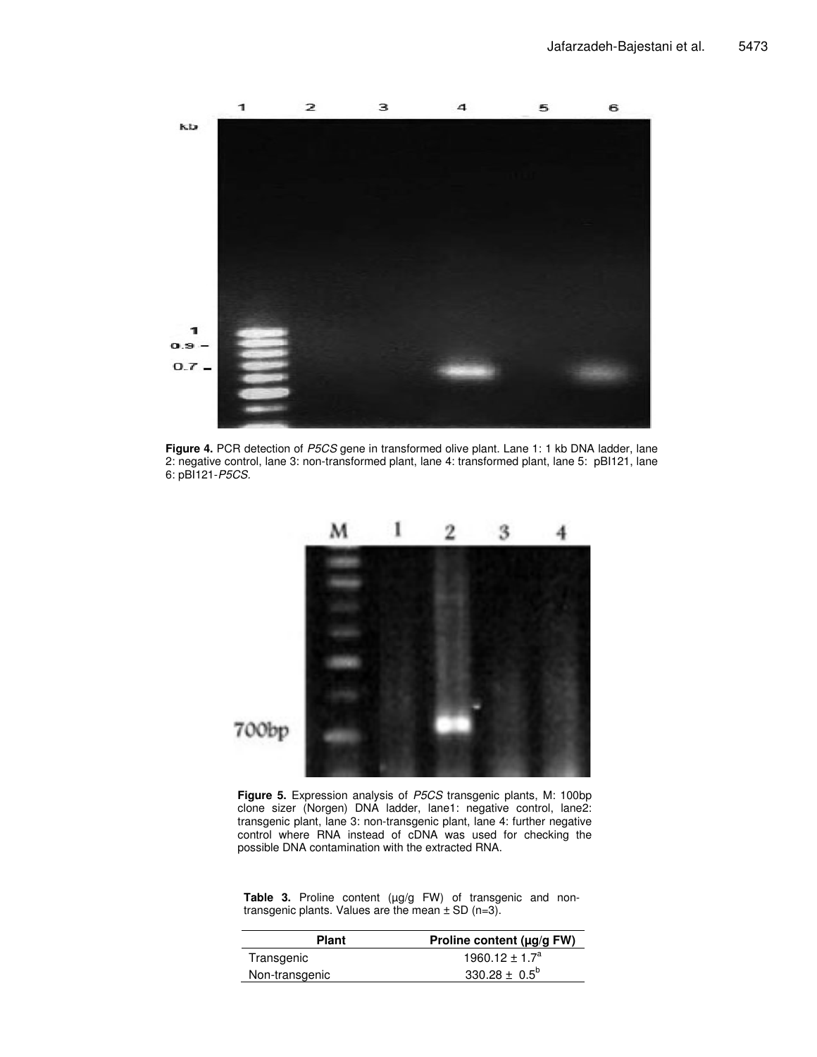**Figure 4.** PCR detection of *P5CS* gene in transformed olive plant. Lane 1: 1 kb DNA ladder, lane 2: negative control, lane 3: non-transformed plant, lane 4: transformed plant, lane 5: pBI121, lane 6: pBI121-*P5CS*.

**Figure 5.** Expression analysis of *P5CS* transgenic plants, M: 100bp clone sizer (Norgen) DNA ladder, lane1: negative control, lane2: transgenic plant, lane 3: non-transgenic plant, lane 4: further negative control where RNA instead of cDNA was used for checking the possible DNA contamination with the extracted RNA.

**Table 3.** Proline content (µg/g FW) of transgenic and non-transgenic plants. Values are the mean ± SD (n=3).

| Plant | Proline content (µg/g FW) |
|---|---|
| Transgenic | 1960.12 ± 1.7[a] |
| Non-transgenic | 330.28 ± 0.5[b] |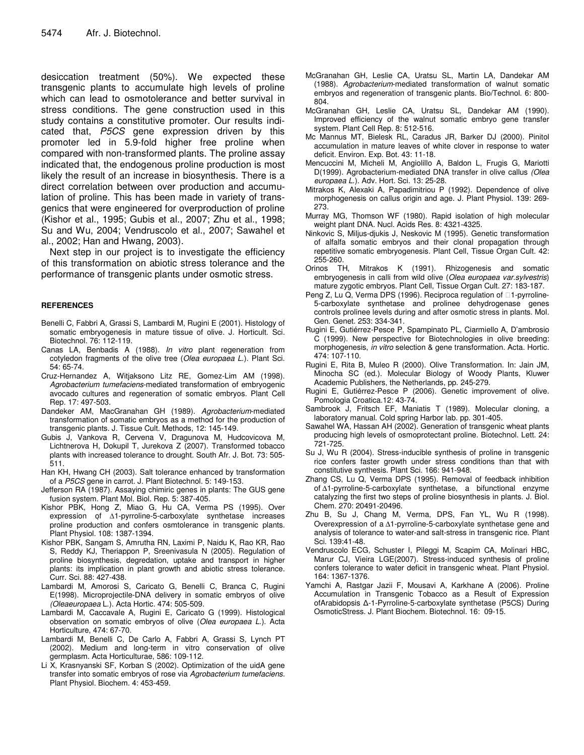desiccation treatment (50%). We expected these transgenic plants to accumulate high levels of proline which can lead to osmotolerance and better survival in stress conditions. The gene construction used in this study contains a constitutive promoter. Our results indicated that, *P5CS* gene expression driven by this promoter led in 5.9-fold higher free proline when compared with non-transformed plants. The proline assay indicated that, the endogenous proline production is most likely the result of an increase in biosynthesis. There is a direct correlation between over production and accumulation of proline. This has been made in variety of transgenics that were engineered for overproduction of proline (Kishor et al., 1995; Gubis et al., 2007; Zhu et al., 1998; Su and Wu, 2004; Vendruscolo et al., 2007; Sawahel et al., 2002; Han and Hwang, 2003).

Next step in our project is to investigate the efficiency of this transformation on abiotic stress tolerance and the performance of transgenic plants under osmotic stress.

## REFERENCES

Benelli C, Fabbri A, Grassi S, Lambardi M, Rugini E (2001). Histology of somatic embryogenesis in mature tissue of olive. J. Horticult. Sci. Biotechnol. 76: 112-119.

Canas LA, Benbadis A (1988). *In vitro* plant regeneration from cotyledon fragments of the olive tree (*Olea europaea L.*). Plant Sci. 54: 65-74.

Cruz-Hernandez A, Witjaksono Litz RE, Gomez-Lim AM (1998). *Agrobacterium tumefaciens*-mediated transformation of embryogenic avocado cultures and regeneration of somatic embryos. Plant Cell Rep. 17: 497-503.

Dandeker AM, MacGranahan GH (1989). *Agrobacterium*-mediated transformation of somatic embryos as a method for the production of transgenic plants. J. Tissue Cult. Methods, 12: 145-149.

Gubis J, Vankova R, Cervena V, Dragunova M, Hudcovicova M, Lichtnerova H, Dokupil T, Jurekova Z (2007). Transformed tobacco plants with increased tolerance to drought. South Afr. J. Bot. 73: 505-511.

Han KH, Hwang CH (2003). Salt tolerance enhanced by transformation of a *P5CS* gene in carrot. J. Plant Biotechnol. 5: 149-153.

Jefferson RA (1987). Assaying chimiric genes in plants: The GUS gene fusion system. Plant Mol. Biol. Rep. 5: 387-405.

Kishor PBK, Hong Z, Miao G, Hu CA, Verma PS (1995). Over expression of Δ1-pyrroline-5-carboxylate synthetase increases proline production and confers osmtolerance in transgenic plants. Plant Physiol. 108: 1387-1394.

Kishor PBK, Sangam S, Amrutha RN, Laximi P, Naidu K, Rao KR, Rao S, Reddy KJ, Theriappon P, Sreenivasula N (2005). Regulation of proline biosynthesis, degredation, uptake and transport in higher plants: its implication in plant growth and abiotic stress tolerance. Curr. Sci. 88: 427-438.

Lambardi M, Amorosi S, Caricato G, Benelli C, Branca C, Rugini E(1998). Microprojectile-DNA delivery in somatic embryos of olive *(Oleaeuropaea* L.). Acta Hortic. 474: 505-509.

Lambardi M, Caccavale A, Rugini E, Caricato G (1999). Histological observation on somatic embryos of olive (*Olea europaea L.*). Acta Horticulture, 474: 67-70.

Lambardi M, Benelli C, De Carlo A, Fabbri A, Grassi S, Lynch PT (2002). Medium and long-term in vitro conservation of olive germplasm. Acta Horticulturae, 586: 109-112.

Li X, Krasnyanski SF, Korban S (2002). Optimization of the uidA gene transfer into somatic embryos of rose via *Agrobacterium tumefaciens.* Plant Physiol. Biochem. 4: 453-459.

McGranahan GH, Leslie CA, Uratsu SL, Martin LA, Dandekar AM (1988). *Agrobacterium*-mediated transformation of walnut somatic embryos and regeneration of transgenic plants. Bio/Technol. 6: 800-804.

McGranahan GH, Leslie CA, Uratsu SL, Dandekar AM (1990). Improved efficiency of the walnut somatic embryo gene transfer system. Plant Cell Rep. 8: 512-516.

Mc Mannus MT, Bielesk RL, Caradus JR, Barker DJ (2000). Pinitol accumulation in mature leaves of white clover in response to water deficit. Environ. Exp. Bot. 43: 11-18.

Mencuccini M, Micheli M, Angiolillo A, Baldon L, Frugis G, Mariotti D(1999). Agrobacterium-mediated DNA transfer in olive callus *(Olea europaea L.*). Adv. Hort. Sci. 13: 25-28.

Mitrakos K, Alexaki A, Papadimitriou P (1992). Dependence of olive morphogenesis on callus origin and age. J. Plant Physiol. 139: 269-273.

Murray MG, Thomson WF (1980). Rapid isolation of high molecular weight plant DNA. Nucl. Acids Res. 8: 4321-4325.

Ninkovic S, Miljus-djukis J, Neskovic M (1995). Genetic transformation of alfalfa somatic embryos and their clonal propagation through repetitive somatic embryogenesis. Plant Cell, Tissue Organ Cult. 42: 255-260.

Orinos TH, Mitrakos K (1991). Rhizogenesis and somatic embryogenesis in calli from wild olive (*Olea europaea var.sylvestris*) mature zygotic embryos. Plant Cell, Tissue Organ Cult. 27: 183-187.

Peng Z, Lu Q, Verma DPS (1996). Reciproca regulation of □1-pyrroline-5-carboxylate synthetase and prolinee dehydrogenase genes controls prolinee levels during and after osmotic stress in plants. Mol. Gen. Genet. 253: 334-341.

Rugini E, Gutiérrez-Pesce P, Spampinato PL, Ciarmiello A, D'ambrosio C (1999). New perspective for Biotechnologies in olive breeding: morphogenesis, *in vitro* selection & gene transformation. Acta. Hortic. 474: 107-110.

Rugini E, Rita B, Muleo R (2000). Olive Transformation. In: Jain JM, Minocha SC (ed.). Molecular Biology of Woody Plants, Kluwer Academic Publishers, the Netherlands, pp. 245-279.

Rugini E, Gutiérrez-Pesce P (2006). Genetic improvement of olive. Pomologia Croatica.12: 43-74.

Sambrook J, Fritsch EF, Maniatis T (1989). Molecular cloning, a laboratory manual. Cold spring Harbor lab. pp. 301-405.

Sawahel WA, Hassan AH (2002). Generation of transgenic wheat plants producing high levels of osmoprotectant proline. Biotechnol. Lett. 24: 721-725.

Su J, Wu R (2004). Stress-inducible synthesis of proline in transgenic rice confers faster growth under stress conditions than that with constitutive synthesis. Plant Sci. 166: 941-948.

Zhang CS, Lu Q, Verma DPS (1995). Removal of feedback inhibition of Δ1-pyrroline-5-carboxylate synthetase, a bifunctional enzyme catalyzing the first two steps of proline biosynthesis in plants. J. Biol. Chem. 270: 20491-20496.

Zhu B, Su J, Chang M, Verma, DPS, Fan YL, Wu R (1998). Overexpression of a Δ1-pyrroline-5-carboxylate synthetase gene and analysis of tolerance to water-and salt-stress in transgenic rice. Plant Sci. 139:41-48.

Vendruscolo ECG, Schuster I, Pileggi M, Scapim CA, Molinari HBC, Marur CJ, Vieira LGE(2007). Stress-induced synthesis of proline confers tolerance to water deficit in transgenic wheat. Plant Physiol. 164: 1367-1376.

Yamchi A, Rastgar Jazii F, Mousavi A, Karkhane A (2006). Proline Accumulation in Transgenic Tobacco as a Result of Expression ofArabidopsis Δ-1-Pyrroline-5-carboxylate synthetase (P5CS) During OsmoticStress. J. Plant Biochem. Biotechnol. 16: 09-15.